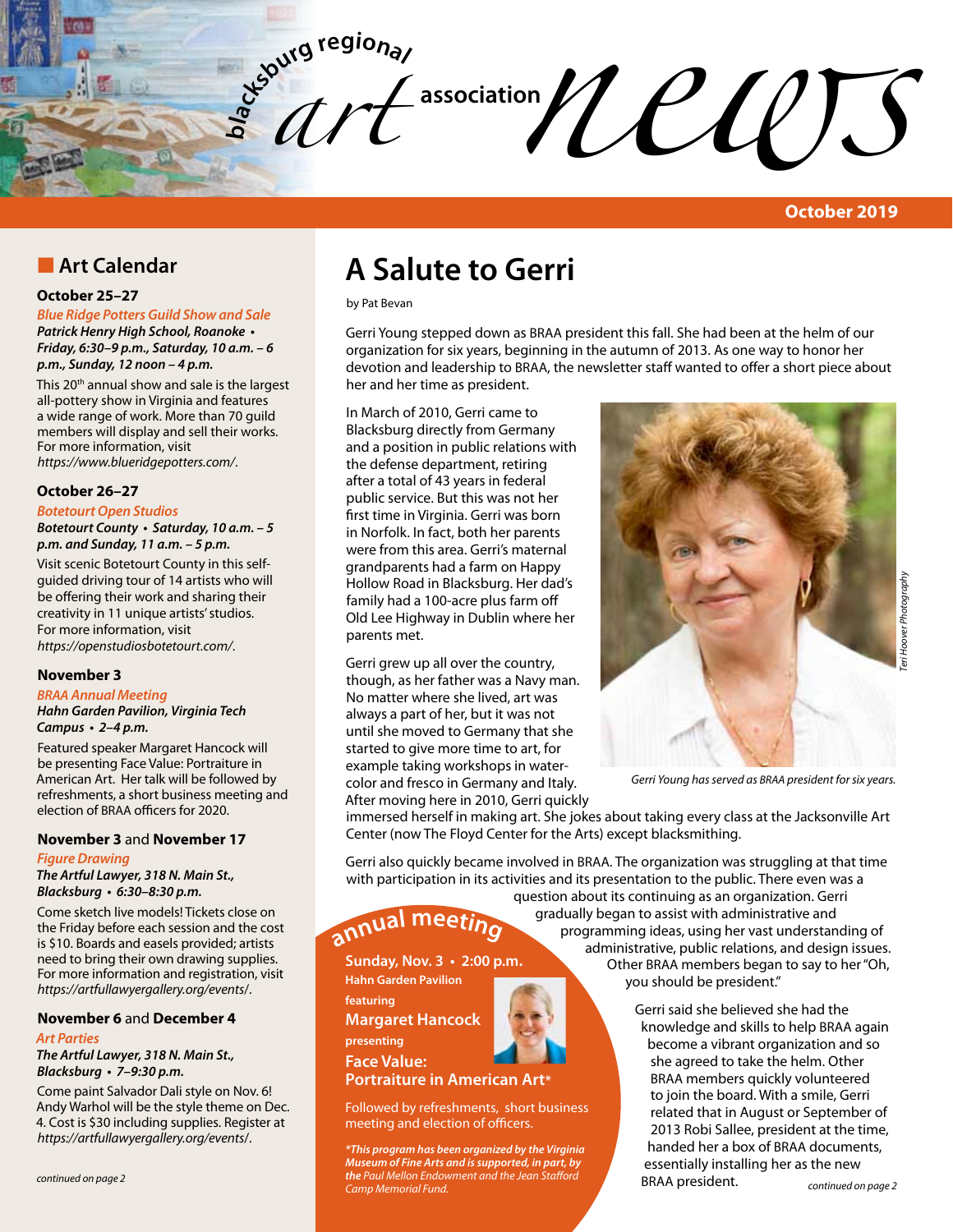# blacksburg regional art association news

**October 2019**

## Art Calendar

### October 25–27

*Blue Ridge Potters Guild Show and Sale*

***Patrick Henry High School, Roanoke • Friday, 6:30–9 p.m., Saturday, 10 a.m. – 6 p.m., Sunday, 12 noon – 4 p.m.***

This 20th annual show and sale is the largest all-pottery show in Virginia and features a wide range of work. More than 70 guild members will display and sell their works. For more information, visit *https://www.blueridgepotters.com/*.

### October 26–27

*Botetourt Open Studios*

***Botetourt County • Saturday, 10 a.m. – 5 p.m. and Sunday, 11 a.m. – 5 p.m.***

Visit scenic Botetourt County in this self-guided driving tour of 14 artists who will be offering their work and sharing their creativity in 11 unique artists' studios. For more information, visit *https://openstudiosbotetourt.com/*.

### November 3

*BRAA Annual Meeting*

***Hahn Garden Pavilion, Virginia Tech Campus • 2–4 p.m.***

Featured speaker Margaret Hancock will be presenting Face Value: Portraiture in American Art. Her talk will be followed by refreshments, a short business meeting and election of BRAA officers for 2020.

### November 3 and November 17

*Figure Drawing*

***The Artful Lawyer, 318 N. Main St., Blacksburg • 6:30–8:30 p.m.***

Come sketch live models! Tickets close on the Friday before each session and the cost is $10. Boards and easels provided; artists need to bring their own drawing supplies. For more information and registration, visit *https://artfullawyergallery.org/events/*.

### November 6 and December 4

*Art Parties*

***The Artful Lawyer, 318 N. Main St., Blacksburg • 7–9:30 p.m.***

Come paint Salvador Dali style on Nov. 6! Andy Warhol will be the style theme on Dec. 4. Cost is $30 including supplies. Register at *https://artfullawyergallery.org/events/*.

*continued on page 2*

# A Salute to Gerri

by Pat Bevan

Gerri Young stepped down as BRAA president this fall. She had been at the helm of our organization for six years, beginning in the autumn of 2013. As one way to honor her devotion and leadership to BRAA, the newsletter staff wanted to offer a short piece about her and her time as president.

In March of 2010, Gerri came to Blacksburg directly from Germany and a position in public relations with the defense department, retiring after a total of 43 years in federal public service. But this was not her first time in Virginia. Gerri was born in Norfolk. In fact, both her parents were from this area. Gerri's maternal grandparents had a farm on Happy Hollow Road in Blacksburg. Her dad's family had a 100-acre plus farm off Old Lee Highway in Dublin where her parents met.

Gerri grew up all over the country, though, as her father was a Navy man. No matter where she lived, art was always a part of her, but it was not until she moved to Germany that she started to give more time to art, for example taking workshops in water-color and fresco in Germany and Italy. After moving here in 2010, Gerri quickly immersed herself in making art. She jokes about taking every class at the Jacksonville Art Center (now The Floyd Center for the Arts) except blacksmithing.

*Teri Hoover Photography*

*Gerri Young has served as BRAA president for six years.*

Gerri also quickly became involved in BRAA. The organization was struggling at that time with participation in its activities and its presentation to the public. There even was a question about its continuing as an organization. Gerri gradually began to assist with administrative and programming ideas, using her vast understanding of administrative, public relations, and design issues. Other BRAA members began to say to her "Oh, you should be president."

Gerri said she believed she had the knowledge and skills to help BRAA again become a vibrant organization and so she agreed to take the helm. Other BRAA members quickly volunteered to join the board. With a smile, Gerri related that in August or September of 2013 Robi Sallee, president at the time, handed her a box of BRAA documents, essentially installing her as the new BRAA president.

*continued on page 2*

## annual meeting

**Sunday, Nov. 3 • 2:00 p.m.**

**Hahn Garden Pavilion**

**featuring**

**Margaret Hancock**

**presenting**

**Face Value: Portraiture in American Art***

Followed by refreshments, short business meeting and election of officers.

****This program has been organized by the Virginia Museum of Fine Arts and is supported, in part, by the** Paul Mellon Endowment and the Jean Stafford Camp Memorial Fund.*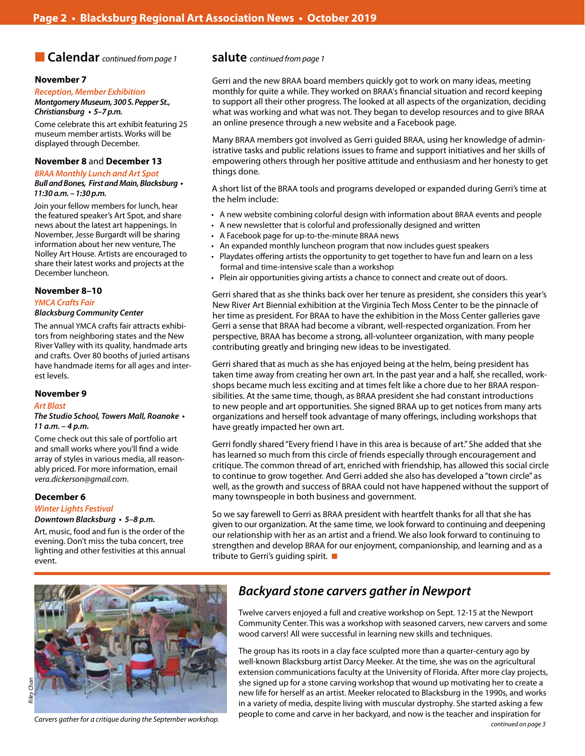## Calendar *continued from page 1*

### November 7

*Reception, Member Exhibition*

***Montgomery Museum, 300 S. Pepper St., Christiansburg • 5–7 p.m.***

Come celebrate this art exhibit featuring 25 museum member artists. Works will be displayed through December.

### November 8 and December 13

*BRAA Monthly Lunch and Art Spot*

***Bull and Bones, First and Main, Blacksburg • 11:30 a.m. – 1:30 p.m.***

Join your fellow members for lunch, hear the featured speaker's Art Spot, and share news about the latest art happenings. In November, Jesse Burgardt will be sharing information about her new venture, The Nolley Art House. Artists are encouraged to share their latest works and projects at the December luncheon.

### November 8–10

*YMCA Crafts Fair*

***Blacksburg Community Center***

The annual YMCA crafts fair attracts exhibitors from neighboring states and the New River Valley with its quality, handmade arts and crafts. Over 80 booths of juried artisans have handmade items for all ages and interest levels.

### November 9

*Art Blast*

***The Studio School, Towers Mall, Roanoke • 11 a.m. – 4 p.m.***

Come check out this sale of portfolio art and small works where you'll find a wide array of styles in various media, all reasonably priced. For more information, email *vera.dickerson@gmail.com*.

### December 6

*Winter Lights Festival*

***Downtown Blacksburg • 5–8 p.m.***

Art, music, food and fun is the order of the evening. Don't miss the tuba concert, tree lighting and other festivities at this annual event.

## salute *continued from page 1*

Gerri and the new BRAA board members quickly got to work on many ideas, meeting monthly for quite a while. They worked on BRAA's financial situation and record keeping to support all their other progress. The looked at all aspects of the organization, deciding what was working and what was not. They began to develop resources and to give BRAA an online presence through a new website and a Facebook page.

Many BRAA members got involved as Gerri guided BRAA, using her knowledge of administrative tasks and public relations issues to frame and support initiatives and her skills of empowering others through her positive attitude and enthusiasm and her honesty to get things done.

A short list of the BRAA tools and programs developed or expanded during Gerri's time at the helm include:

- A new website combining colorful design with information about BRAA events and people
- A new newsletter that is colorful and professionally designed and written
- A Facebook page for up-to-the-minute BRAA news
- An expanded monthly luncheon program that now includes guest speakers
- Playdates offering artists the opportunity to get together to have fun and learn on a less formal and time-intensive scale than a workshop
- Plein air opportunities giving artists a chance to connect and create out of doors.

Gerri shared that as she thinks back over her tenure as president, she considers this year's New River Art Biennial exhibition at the Virginia Tech Moss Center to be the pinnacle of her time as president. For BRAA to have the exhibition in the Moss Center galleries gave Gerri a sense that BRAA had become a vibrant, well-respected organization. From her perspective, BRAA has become a strong, all-volunteer organization, with many people contributing greatly and bringing new ideas to be investigated.

Gerri shared that as much as she has enjoyed being at the helm, being president has taken time away from creating her own art. In the past year and a half, she recalled, workshops became much less exciting and at times felt like a chore due to her BRAA responsibilities. At the same time, though, as BRAA president she had constant introductions to new people and art opportunities. She signed BRAA up to get notices from many arts organizations and herself took advantage of many offerings, including workshops that have greatly impacted her own art.

Gerri fondly shared "Every friend I have in this area is because of art." She added that she has learned so much from this circle of friends especially through encouragement and critique. The common thread of art, enriched with friendship, has allowed this social circle to continue to grow together. And Gerri added she also has developed a "town circle" as well, as the growth and success of BRAA could not have happened without the support of many townspeople in both business and government.

So we say farewell to Gerri as BRAA president with heartfelt thanks for all that she has given to our organization. At the same time, we look forward to continuing and deepening our relationship with her as an artist and a friend. We also look forward to continuing to strengthen and develop BRAA for our enjoyment, companionship, and learning and as a tribute to Gerri's guiding spirit. ■

Riley Chan

Carvers gather for a critique during the September workshop.

## *Backyard stone carvers gather in Newport*

Twelve carvers enjoyed a full and creative workshop on Sept. 12-15 at the Newport Community Center. This was a workshop with seasoned carvers, new carvers and some wood carvers! All were successful in learning new skills and techniques.

The group has its roots in a clay face sculpted more than a quarter-century ago by well-known Blacksburg artist Darcy Meeker. At the time, she was on the agricultural extension communications faculty at the University of Florida. After more clay projects, she signed up for a stone carving workshop that wound up motivating her to create a new life for herself as an artist. Meeker relocated to Blacksburg in the 1990s, and works in a variety of media, despite living with muscular dystrophy. She started asking a few people to come and carve in her backyard, and now is the teacher and inspiration for

*continued on page 3*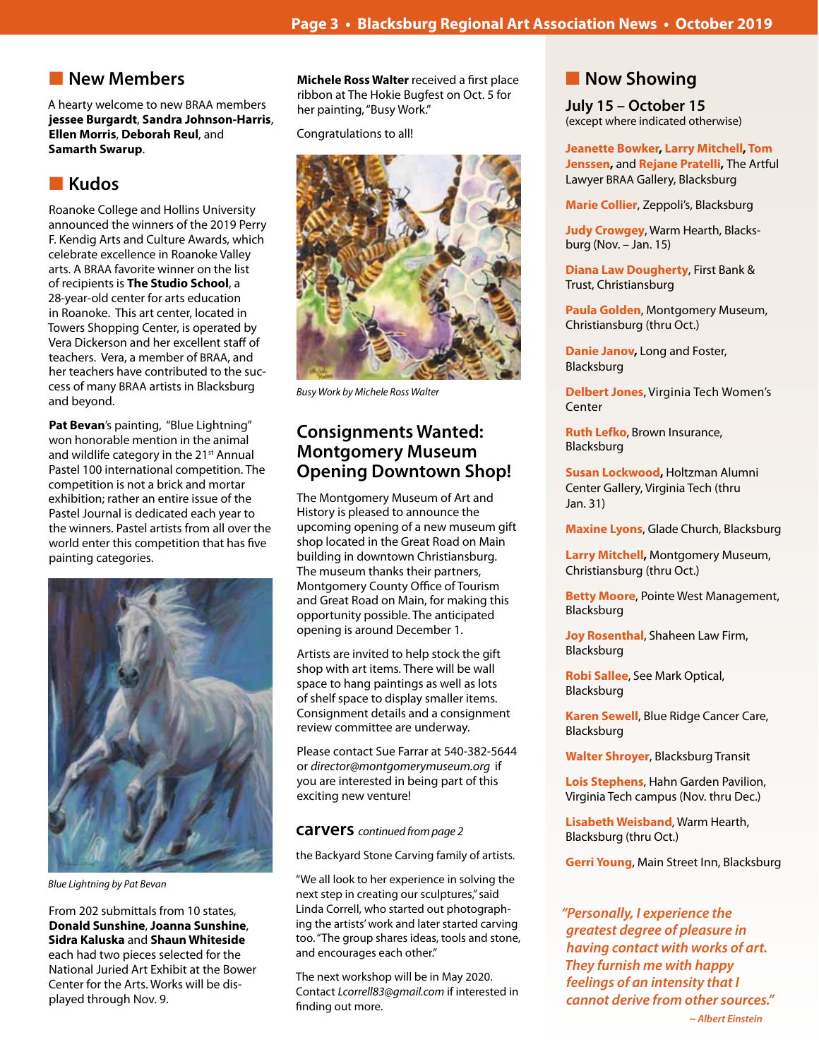## New Members

A hearty welcome to new BRAA members **jessee Burgardt**, **Sandra Johnson-Harris**, **Ellen Morris**, **Deborah Reul**, and **Samarth Swarup**.

## Kudos

Roanoke College and Hollins University announced the winners of the 2019 Perry F. Kendig Arts and Culture Awards, which celebrate excellence in Roanoke Valley arts. A BRAA favorite winner on the list of recipients is **The Studio School**, a 28-year-old center for arts education in Roanoke. This art center, located in Towers Shopping Center, is operated by Vera Dickerson and her excellent staff of teachers. Vera, a member of BRAA, and her teachers have contributed to the success of many BRAA artists in Blacksburg and beyond.

**Pat Bevan**'s painting, "Blue Lightning" won honorable mention in the animal and wildlife category in the 21st Annual Pastel 100 international competition. The competition is not a brick and mortar exhibition; rather an entire issue of the Pastel Journal is dedicated each year to the winners. Pastel artists from all over the world enter this competition that has five painting categories.

*Blue Lightning by Pat Bevan*

From 202 submittals from 10 states, **Donald Sunshine**, **Joanna Sunshine**, **Sidra Kaluska** and **Shaun Whiteside** each had two pieces selected for the National Juried Art Exhibit at the Bower Center for the Arts. Works will be displayed through Nov. 9.

**Michele Ross Walter** received a first place ribbon at The Hokie Bugfest on Oct. 5 for her painting, "Busy Work."

Congratulations to all!

*Busy Work by Michele Ross Walter*

## Consignments Wanted: Montgomery Museum Opening Downtown Shop!

The Montgomery Museum of Art and History is pleased to announce the upcoming opening of a new museum gift shop located in the Great Road on Main building in downtown Christiansburg. The museum thanks their partners, Montgomery County Office of Tourism and Great Road on Main, for making this opportunity possible. The anticipated opening is around December 1.

Artists are invited to help stock the gift shop with art items. There will be wall space to hang paintings as well as lots of shelf space to display smaller items. Consignment details and a consignment review committee are underway.

Please contact Sue Farrar at 540-382-5644 or *director@montgomerymuseum.org* if you are interested in being part of this exciting new venture!

### carvers *continued from page 2*

the Backyard Stone Carving family of artists.

"We all look to her experience in solving the next step in creating our sculptures," said Linda Correll, who started out photographing the artists' work and later started carving too. "The group shares ideas, tools and stone, and encourages each other."

The next workshop will be in May 2020. Contact *Lcorrell83@gmail.com* if interested in finding out more.

## Now Showing

### July 15 – October 15

(except where indicated otherwise)

**Jeanette Bowker**, **Larry Mitchell**, **Tom Jenssen**, and **Rejane Pratelli**, The Artful Lawyer BRAA Gallery, Blacksburg

**Marie Collier**, Zeppoli's, Blacksburg

**Judy Crowgey**, Warm Hearth, Blacksburg (Nov. – Jan. 15)

**Diana Law Dougherty**, First Bank & Trust, Christiansburg

**Paula Golden**, Montgomery Museum, Christiansburg (thru Oct.)

**Danie Janov**, Long and Foster, Blacksburg

**Delbert Jones**, Virginia Tech Women's Center

**Ruth Lefko**, Brown Insurance, Blacksburg

**Susan Lockwood**, Holtzman Alumni Center Gallery, Virginia Tech (thru Jan. 31)

**Maxine Lyons**, Glade Church, Blacksburg

**Larry Mitchell**, Montgomery Museum, Christiansburg (thru Oct.)

**Betty Moore**, Pointe West Management, Blacksburg

**Joy Rosenthal**, Shaheen Law Firm, Blacksburg

**Robi Sallee**, See Mark Optical, Blacksburg

**Karen Sewell**, Blue Ridge Cancer Care, Blacksburg

**Walter Shroyer**, Blacksburg Transit

**Lois Stephens**, Hahn Garden Pavilion, Virginia Tech campus (Nov. thru Dec.)

**Lisabeth Weisband**, Warm Hearth, Blacksburg (thru Oct.)

**Gerri Young**, Main Street Inn, Blacksburg

*"Personally, I experience the greatest degree of pleasure in having contact with works of art. They furnish me with happy feelings of an intensity that I cannot derive from other sources."*

*~ Albert Einstein*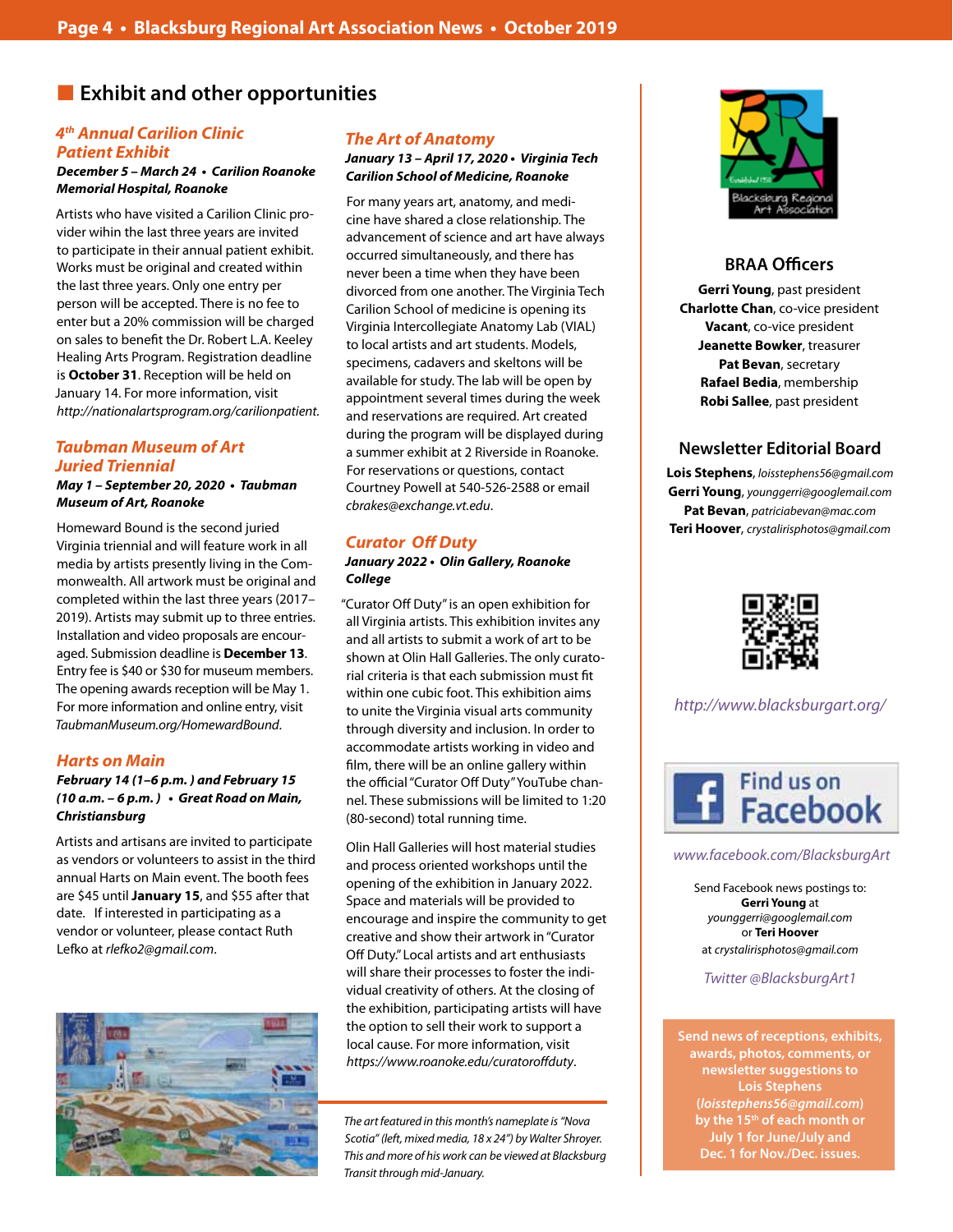## Exhibit and other opportunities

### *4th Annual Carilion Clinic Patient Exhibit*

***December 5 – March 24 • Carilion Roanoke Memorial Hospital, Roanoke***

Artists who have visited a Carilion Clinic provider wihin the last three years are invited to participate in their annual patient exhibit. Works must be original and created within the last three years. Only one entry per person will be accepted. There is no fee to enter but a 20% commission will be charged on sales to benefit the Dr. Robert L.A. Keeley Healing Arts Program. Registration deadline is **October 31**. Reception will be held on January 14. For more information, visit *http://nationalartsprogram.org/carilionpatient*.

### *Taubman Museum of Art Juried Triennial*

***May 1 – September 20, 2020 • Taubman Museum of Art, Roanoke***

Homeward Bound is the second juried Virginia triennial and will feature work in all media by artists presently living in the Commonwealth. All artwork must be original and completed within the last three years (2017–2019). Artists may submit up to three entries. Installation and video proposals are encouraged. Submission deadline is **December 13**. Entry fee is $40 or $30 for museum members. The opening awards reception will be May 1. For more information and online entry, visit *TaubmanMuseum.org/HomewardBound*.

### *Harts on Main*

***February 14 (1–6 p.m. ) and February 15 (10 a.m. – 6 p.m. ) • Great Road on Main, Christiansburg***

Artists and artisans are invited to participate as vendors or volunteers to assist in the third annual Harts on Main event. The booth fees are $45 until **January 15**, and $55 after that date. If interested in participating as a vendor or volunteer, please contact Ruth Lefko at *rlefko2@gmail.com*.

### *The Art of Anatomy*

***January 13 – April 17, 2020 • Virginia Tech Carilion School of Medicine, Roanoke***

For many years art, anatomy, and medicine have shared a close relationship. The advancement of science and art have always occurred simultaneously, and there has never been a time when they have been divorced from one another. The Virginia Tech Carilion School of medicine is opening its Virginia Intercollegiate Anatomy Lab (VIAL) to local artists and art students. Models, specimens, cadavers and skeltons will be available for study. The lab will be open by appointment several times during the week and reservations are required. Art created during the program will be displayed during a summer exhibit at 2 Riverside in Roanoke. For reservations or questions, contact Courtney Powell at 540-526-2588 or email *cbrakes@exchange.vt.edu*.

### *Curator Off Duty*

***January 2022 • Olin Gallery, Roanoke College***

"Curator Off Duty" is an open exhibition for all Virginia artists. This exhibition invites any and all artists to submit a work of art to be shown at Olin Hall Galleries. The only curatorial criteria is that each submission must fit within one cubic foot. This exhibition aims to unite the Virginia visual arts community through diversity and inclusion. In order to accommodate artists working in video and film, there will be an online gallery within the official "Curator Off Duty" YouTube channel. These submissions will be limited to 1:20 (80-second) total running time.

Olin Hall Galleries will host material studies and process oriented workshops until the opening of the exhibition in January 2022. Space and materials will be provided to encourage and inspire the community to get creative and show their artwork in "Curator Off Duty." Local artists and art enthusiasts will share their processes to foster the individual creativity of others. At the closing of the exhibition, participating artists will have the option to sell their work to support a local cause. For more information, visit *https://www.roanoke.edu/curatoroffduty*.

*The art featured in this month's nameplate is "Nova Scotia" (left, mixed media, 18 x 24") by Walter Shroyer. This and more of his work can be viewed at Blacksburg Transit through mid-January.*

---

Blacksburg Regional Art Association

### BRAA Officers

**Gerri Young**, past president
**Charlotte Chan**, co-vice president
**Vacant**, co-vice president
**Jeanette Bowker**, treasurer
**Pat Bevan**, secretary
**Rafael Bedia**, membership
**Robi Sallee**, past president

### Newsletter Editorial Board

**Lois Stephens**, *loisstephens56@gmail.com*
**Gerri Young**, *younggerri@googlemail.com*
**Pat Bevan**, *patriciabevan@mac.com*
**Teri Hoover**, *crystalirisphotos@gmail.com*

*http://www.blacksburgart.org/*

Find us on Facebook

*www.facebook.com/BlacksburgArt*

Send Facebook news postings to:
**Gerri Young** at
*younggerri@googlemail.com*
or **Teri Hoover**
at *crystalirisphotos@gmail.com*

*Twitter @BlacksburgArt1*

**Send news of receptions, exhibits, awards, photos, comments, or newsletter suggestions to Lois Stephens (*loisstephens56@gmail.com*) by the 15th of each month or July 1 for June/July and Dec. 1 for Nov./Dec. issues.**